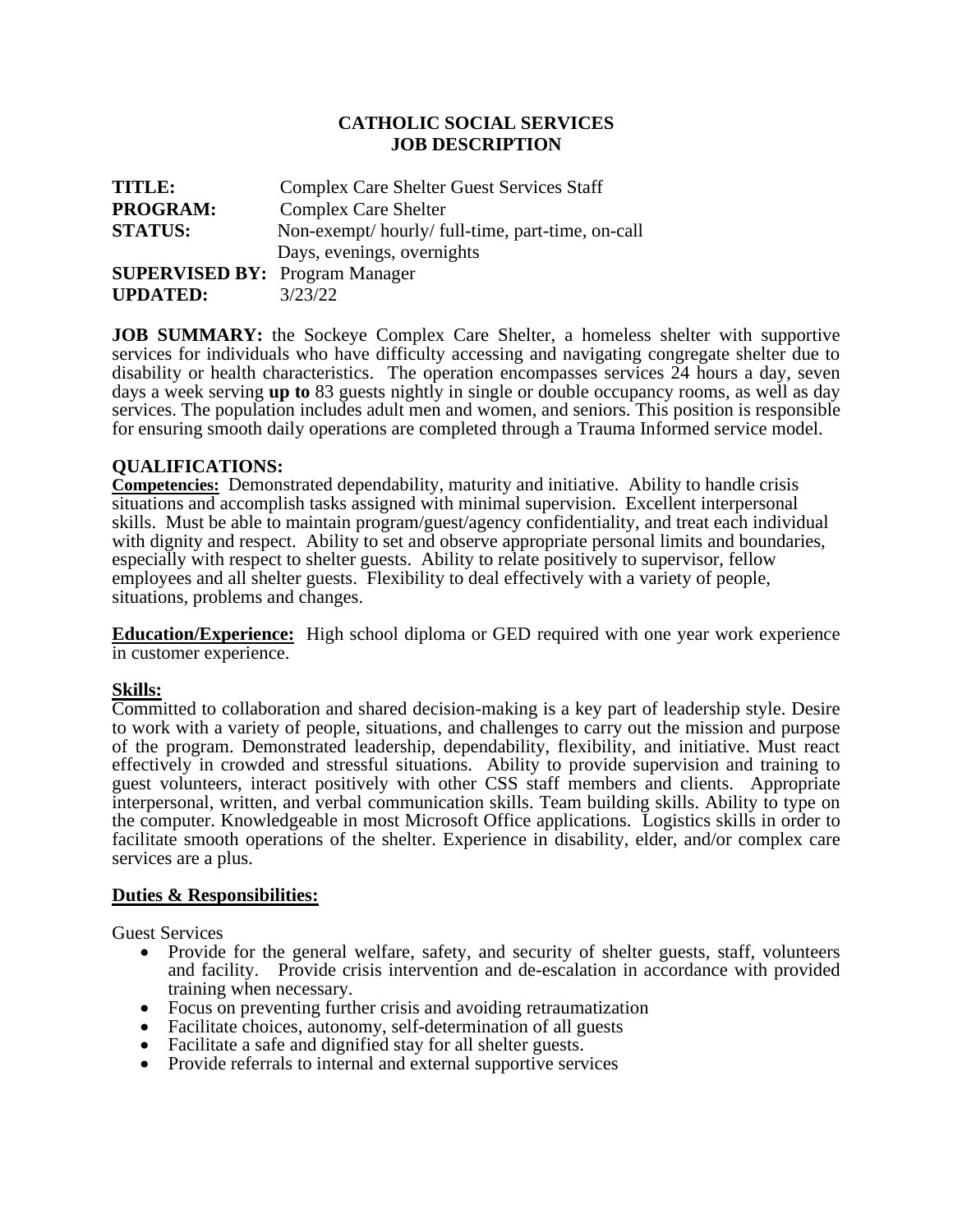# CATHOLIC SOCIAL SERVICES
# JOB DESCRIPTION

**TITLE:** Complex Care Shelter Guest Services Staff
**PROGRAM:** Complex Care Shelter
**STATUS:** Non-exempt/ hourly/ full-time, part-time, on-call
Days, evenings, overnights
**SUPERVISED BY:** Program Manager
**UPDATED:** 3/23/22

**JOB SUMMARY:** the Sockeye Complex Care Shelter, a homeless shelter with supportive services for individuals who have difficulty accessing and navigating congregate shelter due to disability or health characteristics. The operation encompasses services 24 hours a day, seven days a week serving **up to** 83 guests nightly in single or double occupancy rooms, as well as day services. The population includes adult men and women, and seniors. This position is responsible for ensuring smooth daily operations are completed through a Trauma Informed service model.

## QUALIFICATIONS:

**Competencies:** Demonstrated dependability, maturity and initiative. Ability to handle crisis situations and accomplish tasks assigned with minimal supervision. Excellent interpersonal skills. Must be able to maintain program/guest/agency confidentiality, and treat each individual with dignity and respect. Ability to set and observe appropriate personal limits and boundaries, especially with respect to shelter guests. Ability to relate positively to supervisor, fellow employees and all shelter guests. Flexibility to deal effectively with a variety of people, situations, problems and changes.

**Education/Experience:** High school diploma or GED required with one year work experience in customer experience.

**Skills:**

Committed to collaboration and shared decision-making is a key part of leadership style. Desire to work with a variety of people, situations, and challenges to carry out the mission and purpose of the program. Demonstrated leadership, dependability, flexibility, and initiative. Must react effectively in crowded and stressful situations. Ability to provide supervision and training to guest volunteers, interact positively with other CSS staff members and clients. Appropriate interpersonal, written, and verbal communication skills. Team building skills. Ability to type on the computer. Knowledgeable in most Microsoft Office applications. Logistics skills in order to facilitate smooth operations of the shelter. Experience in disability, elder, and/or complex care services are a plus.

**Duties & Responsibilities:**

Guest Services

- Provide for the general welfare, safety, and security of shelter guests, staff, volunteers and facility. Provide crisis intervention and de-escalation in accordance with provided training when necessary.
- Focus on preventing further crisis and avoiding retraumatization
- Facilitate choices, autonomy, self-determination of all guests
- Facilitate a safe and dignified stay for all shelter guests.
- Provide referrals to internal and external supportive services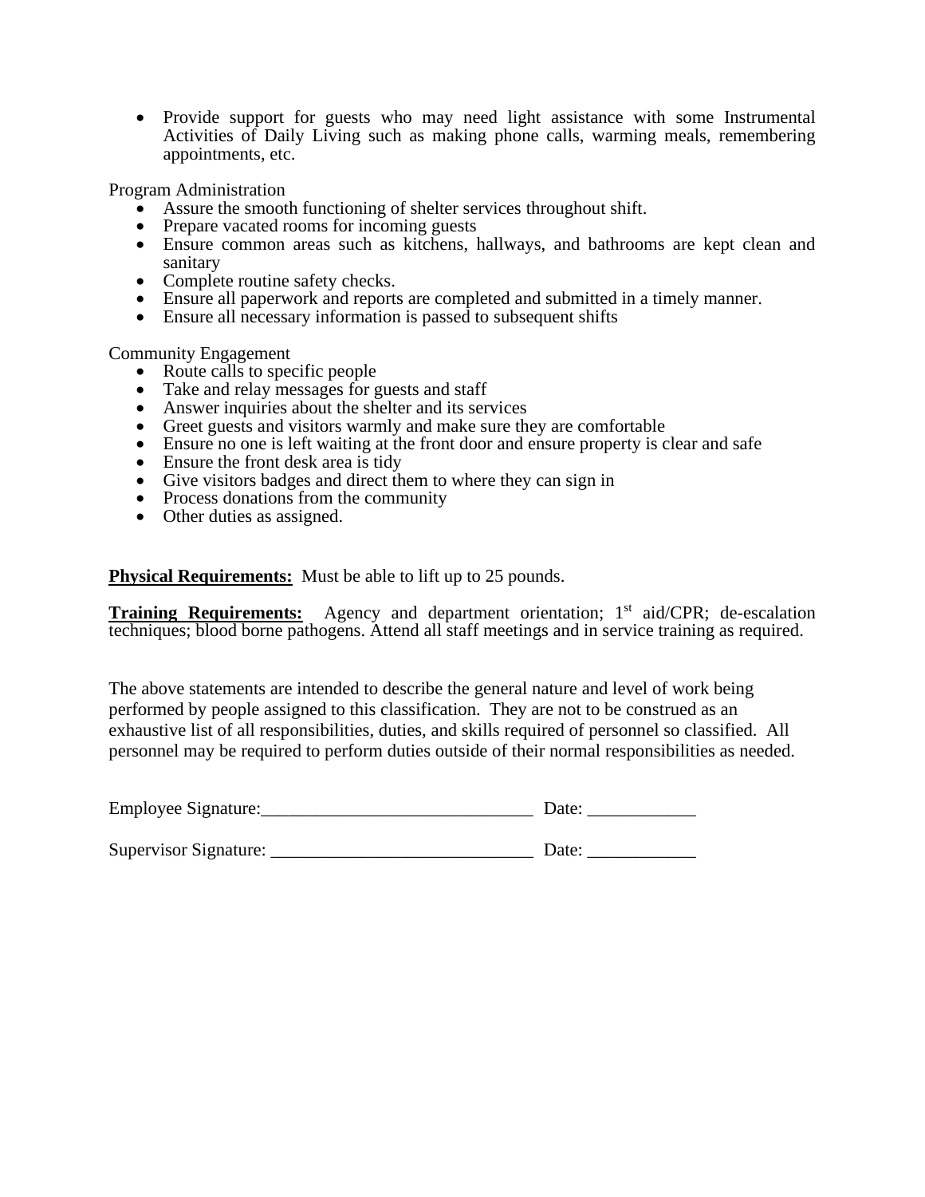- Provide support for guests who may need light assistance with some Instrumental Activities of Daily Living such as making phone calls, warming meals, remembering appointments, etc.

Program Administration

- Assure the smooth functioning of shelter services throughout shift.
- Prepare vacated rooms for incoming guests
- Ensure common areas such as kitchens, hallways, and bathrooms are kept clean and sanitary
- Complete routine safety checks.
- Ensure all paperwork and reports are completed and submitted in a timely manner.
- Ensure all necessary information is passed to subsequent shifts

Community Engagement

- Route calls to specific people
- Take and relay messages for guests and staff
- Answer inquiries about the shelter and its services
- Greet guests and visitors warmly and make sure they are comfortable
- Ensure no one is left waiting at the front door and ensure property is clear and safe
- Ensure the front desk area is tidy
- Give visitors badges and direct them to where they can sign in
- Process donations from the community
- Other duties as assigned.

**Physical Requirements:** Must be able to lift up to 25 pounds.

**Training Requirements:** Agency and department orientation; 1st aid/CPR; de-escalation techniques; blood borne pathogens. Attend all staff meetings and in service training as required.

The above statements are intended to describe the general nature and level of work being performed by people assigned to this classification. They are not to be construed as an exhaustive list of all responsibilities, duties, and skills required of personnel so classified. All personnel may be required to perform duties outside of their normal responsibilities as needed.

Employee Signature:______________________________ Date: ____________

Supervisor Signature: _____________________________ Date: ____________